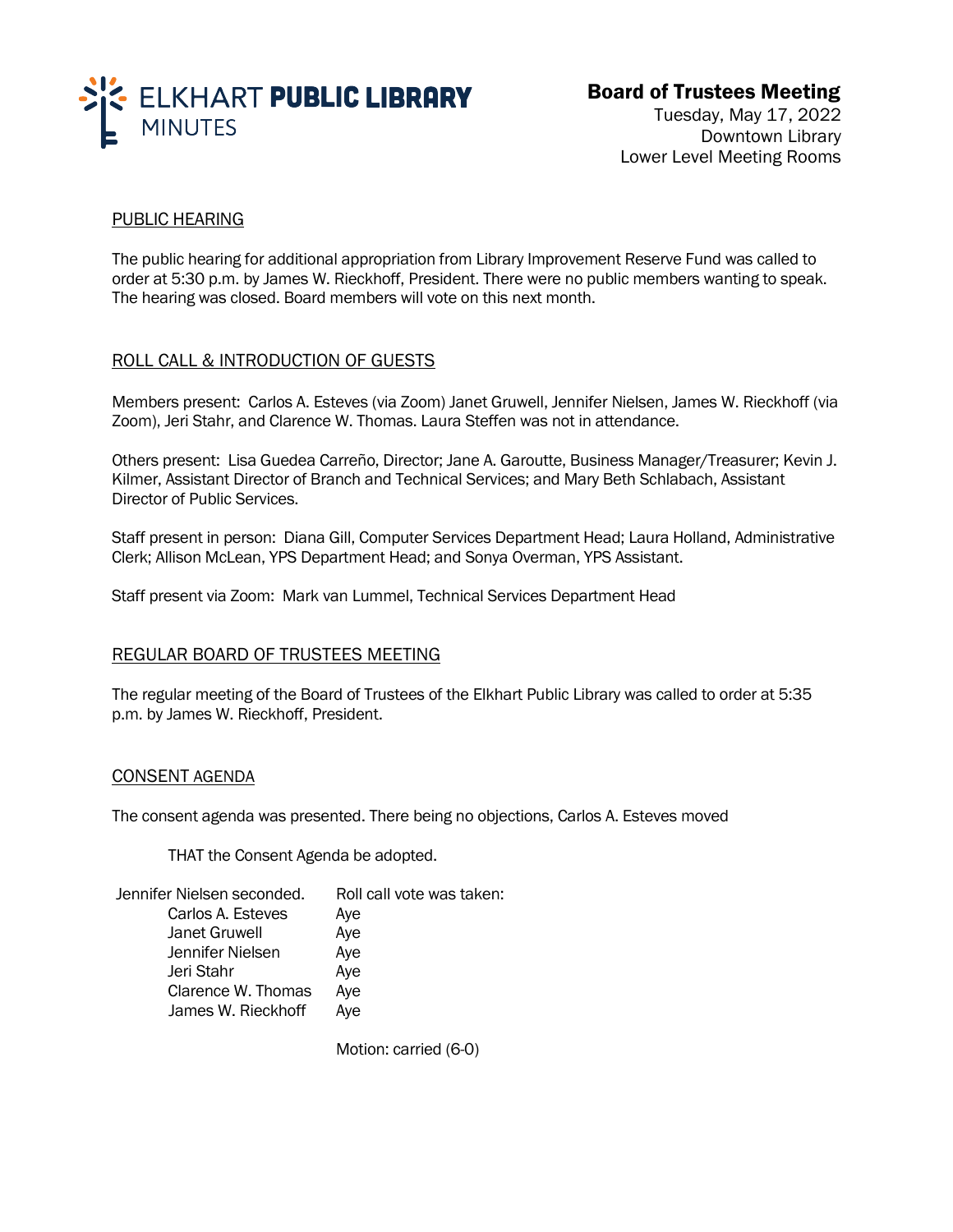# ELKHART PUBLIC LIBRARY
MINUTES

## Board of Trustees Meeting

Tuesday, May 17, 2022
Downtown Library
Lower Level Meeting Rooms

### PUBLIC HEARING

The public hearing for additional appropriation from Library Improvement Reserve Fund was called to order at 5:30 p.m. by James W. Rieckhoff, President. There were no public members wanting to speak. The hearing was closed. Board members will vote on this next month.

### ROLL CALL & INTRODUCTION OF GUESTS

Members present: Carlos A. Esteves (via Zoom) Janet Gruwell, Jennifer Nielsen, James W. Rieckhoff (via Zoom), Jeri Stahr, and Clarence W. Thomas. Laura Steffen was not in attendance.

Others present: Lisa Guedea Carreño, Director; Jane A. Garoutte, Business Manager/Treasurer; Kevin J. Kilmer, Assistant Director of Branch and Technical Services; and Mary Beth Schlabach, Assistant Director of Public Services.

Staff present in person: Diana Gill, Computer Services Department Head; Laura Holland, Administrative Clerk; Allison McLean, YPS Department Head; and Sonya Overman, YPS Assistant.

Staff present via Zoom: Mark van Lummel, Technical Services Department Head

### REGULAR BOARD OF TRUSTEES MEETING

The regular meeting of the Board of Trustees of the Elkhart Public Library was called to order at 5:35 p.m. by James W. Rieckhoff, President.

### CONSENT AGENDA

The consent agenda was presented. There being no objections, Carlos A. Esteves moved

THAT the Consent Agenda be adopted.

Jennifer Nielsen seconded. Roll call vote was taken:

| | |
|---|---|
| Carlos A. Esteves | Aye |
| Janet Gruwell | Aye |
| Jennifer Nielsen | Aye |
| Jeri Stahr | Aye |
| Clarence W. Thomas | Aye |
| James W. Rieckhoff | Aye |

Motion: carried (6-0)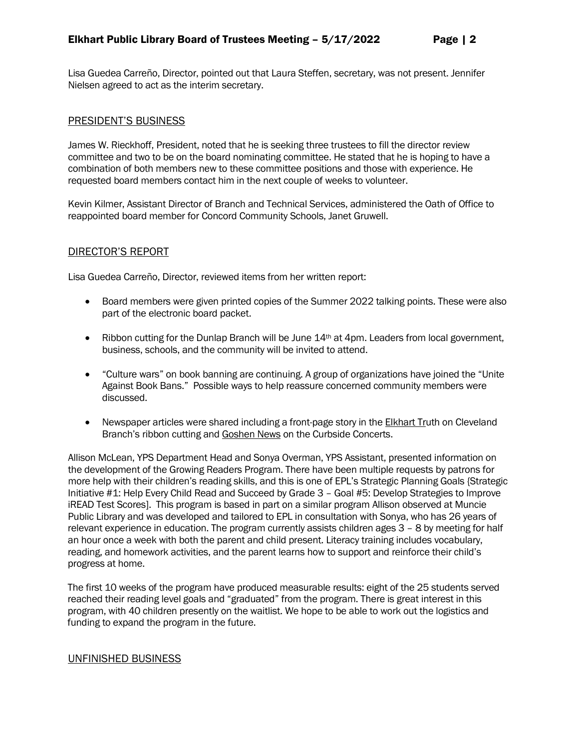Lisa Guedea Carreño, Director, pointed out that Laura Steffen, secretary, was not present. Jennifer Nielsen agreed to act as the interim secretary.

## PRESIDENT'S BUSINESS

James W. Rieckhoff, President, noted that he is seeking three trustees to fill the director review committee and two to be on the board nominating committee. He stated that he is hoping to have a combination of both members new to these committee positions and those with experience. He requested board members contact him in the next couple of weeks to volunteer.

Kevin Kilmer, Assistant Director of Branch and Technical Services, administered the Oath of Office to reappointed board member for Concord Community Schools, Janet Gruwell.

## DIRECTOR'S REPORT

Lisa Guedea Carreño, Director, reviewed items from her written report:

- Board members were given printed copies of the Summer 2022 talking points. These were also part of the electronic board packet.
- Ribbon cutting for the Dunlap Branch will be June 14th at 4pm. Leaders from local government, business, schools, and the community will be invited to attend.
- "Culture wars" on book banning are continuing. A group of organizations have joined the "Unite Against Book Bans." Possible ways to help reassure concerned community members were discussed.
- Newspaper articles were shared including a front-page story in the Elkhart Truth on Cleveland Branch's ribbon cutting and Goshen News on the Curbside Concerts.

Allison McLean, YPS Department Head and Sonya Overman, YPS Assistant, presented information on the development of the Growing Readers Program. There have been multiple requests by patrons for more help with their children's reading skills, and this is one of EPL's Strategic Planning Goals {Strategic Initiative #1: Help Every Child Read and Succeed by Grade 3 – Goal #5: Develop Strategies to Improve iREAD Test Scores]. This program is based in part on a similar program Allison observed at Muncie Public Library and was developed and tailored to EPL in consultation with Sonya, who has 26 years of relevant experience in education. The program currently assists children ages 3 – 8 by meeting for half an hour once a week with both the parent and child present. Literacy training includes vocabulary, reading, and homework activities, and the parent learns how to support and reinforce their child's progress at home.

The first 10 weeks of the program have produced measurable results: eight of the 25 students served reached their reading level goals and "graduated" from the program. There is great interest in this program, with 40 children presently on the waitlist. We hope to be able to work out the logistics and funding to expand the program in the future.

## UNFINISHED BUSINESS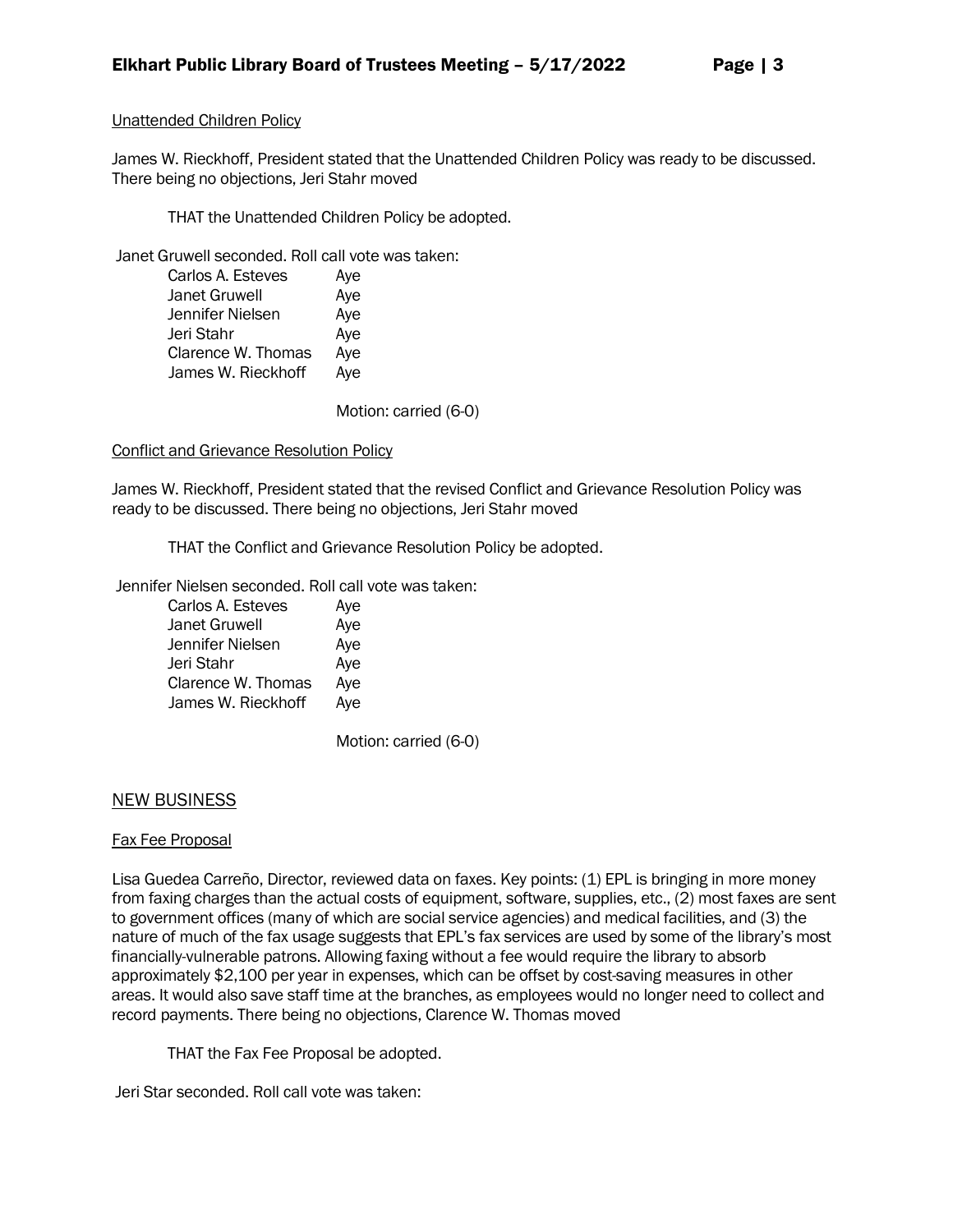Unattended Children Policy

James W. Rieckhoff, President stated that the Unattended Children Policy was ready to be discussed. There being no objections, Jeri Stahr moved

THAT the Unattended Children Policy be adopted.

Janet Gruwell seconded. Roll call vote was taken:

| | |
|---|---|
| Carlos A. Esteves | Aye |
| Janet Gruwell | Aye |
| Jennifer Nielsen | Aye |
| Jeri Stahr | Aye |
| Clarence W. Thomas | Aye |
| James W. Rieckhoff | Aye |

Motion: carried (6-0)

Conflict and Grievance Resolution Policy

James W. Rieckhoff, President stated that the revised Conflict and Grievance Resolution Policy was ready to be discussed. There being no objections, Jeri Stahr moved

THAT the Conflict and Grievance Resolution Policy be adopted.

Jennifer Nielsen seconded. Roll call vote was taken:

| | |
|---|---|
| Carlos A. Esteves | Aye |
| Janet Gruwell | Aye |
| Jennifer Nielsen | Aye |
| Jeri Stahr | Aye |
| Clarence W. Thomas | Aye |
| James W. Rieckhoff | Aye |

Motion: carried (6-0)

## NEW BUSINESS

Fax Fee Proposal

Lisa Guedea Carreño, Director, reviewed data on faxes. Key points: (1) EPL is bringing in more money from faxing charges than the actual costs of equipment, software, supplies, etc., (2) most faxes are sent to government offices (many of which are social service agencies) and medical facilities, and (3) the nature of much of the fax usage suggests that EPL's fax services are used by some of the library's most financially-vulnerable patrons. Allowing faxing without a fee would require the library to absorb approximately $2,100 per year in expenses, which can be offset by cost-saving measures in other areas. It would also save staff time at the branches, as employees would no longer need to collect and record payments. There being no objections, Clarence W. Thomas moved

THAT the Fax Fee Proposal be adopted.

Jeri Star seconded. Roll call vote was taken: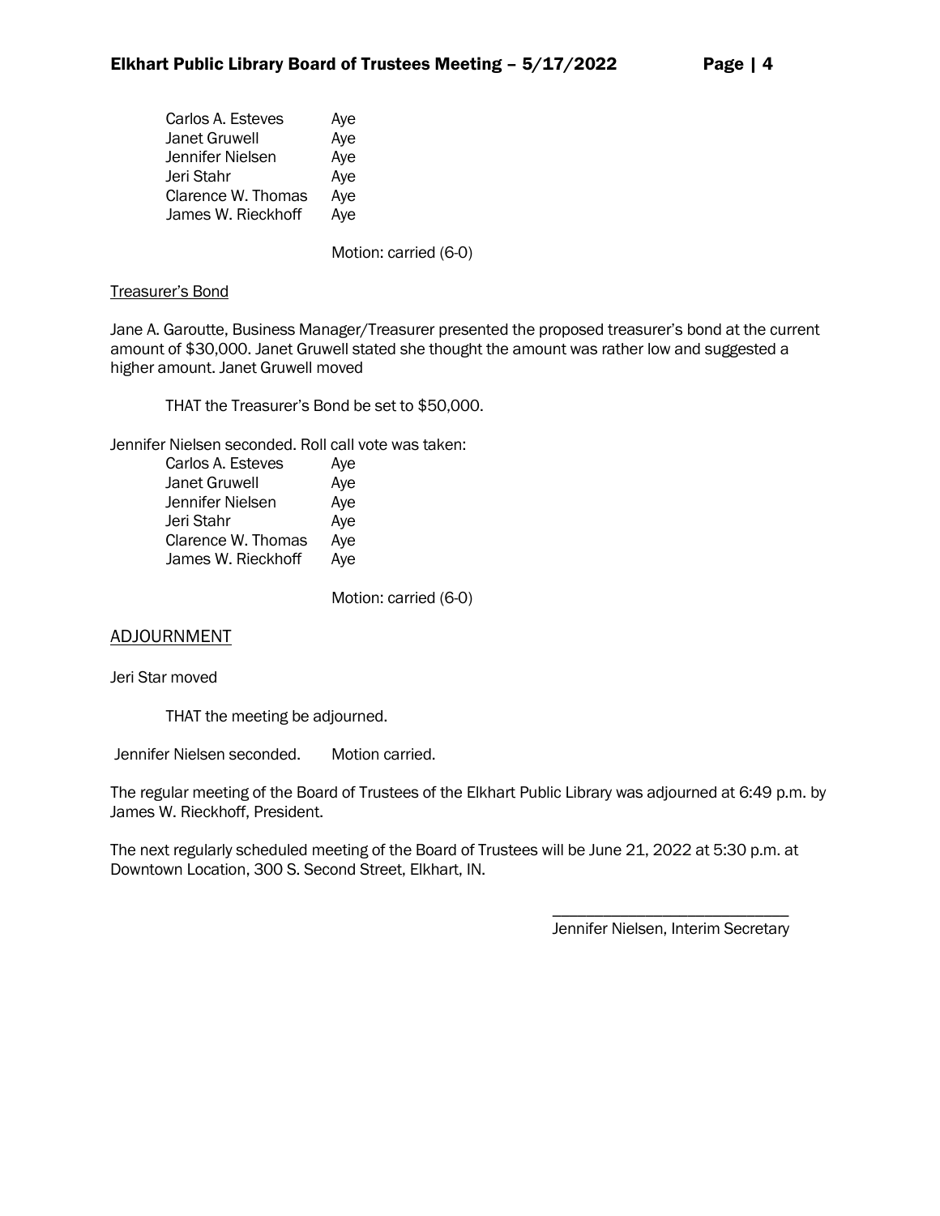| | |
|---|---|
| Carlos A. Esteves | Aye |
| Janet Gruwell | Aye |
| Jennifer Nielsen | Aye |
| Jeri Stahr | Aye |
| Clarence W. Thomas | Aye |
| James W. Rieckhoff | Aye |

Motion: carried (6-0)

Treasurer's Bond

Jane A. Garoutte, Business Manager/Treasurer presented the proposed treasurer's bond at the current amount of $30,000. Janet Gruwell stated she thought the amount was rather low and suggested a higher amount. Janet Gruwell moved

THAT the Treasurer's Bond be set to $50,000.

Jennifer Nielsen seconded. Roll call vote was taken:

| | |
|---|---|
| Carlos A. Esteves | Aye |
| Janet Gruwell | Aye |
| Jennifer Nielsen | Aye |
| Jeri Stahr | Aye |
| Clarence W. Thomas | Aye |
| James W. Rieckhoff | Aye |

Motion: carried (6-0)

## ADJOURNMENT

Jeri Star moved

THAT the meeting be adjourned.

Jennifer Nielsen seconded. Motion carried.

The regular meeting of the Board of Trustees of the Elkhart Public Library was adjourned at 6:49 p.m. by James W. Rieckhoff, President.

The next regularly scheduled meeting of the Board of Trustees will be June 21, 2022 at 5:30 p.m. at Downtown Location, 300 S. Second Street, Elkhart, IN.

\_\_\_\_\_\_\_\_\_\_\_\_\_\_\_\_\_\_\_\_\_\_\_\_\_\_\_\_
Jennifer Nielsen, Interim Secretary